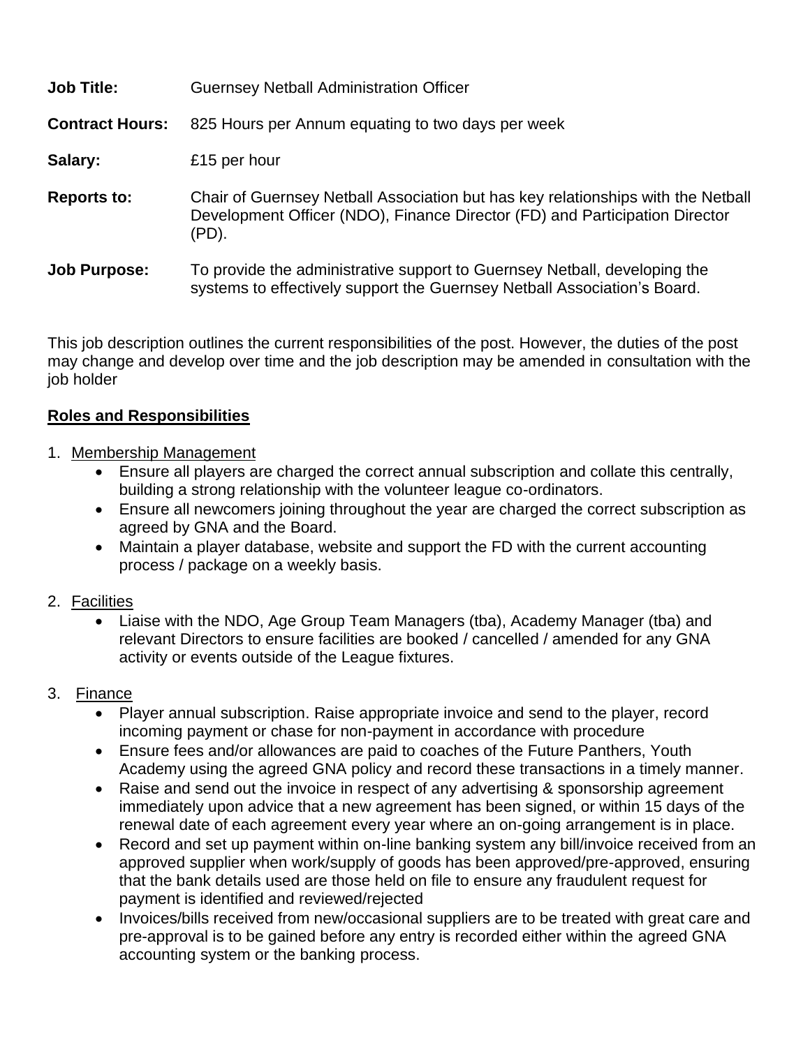**Job Title:** Guernsey Netball Administration Officer

**Contract Hours:** 825 Hours per Annum equating to two days per week

**Salary:** £15 per hour

**Reports to:** Chair of Guernsey Netball Association but has key relationships with the Netball Development Officer (NDO), Finance Director (FD) and Participation Director (PD).

**Job Purpose:** To provide the administrative support to Guernsey Netball, developing the systems to effectively support the Guernsey Netball Association's Board.

This job description outlines the current responsibilities of the post. However, the duties of the post may change and develop over time and the job description may be amended in consultation with the job holder

## Roles and Responsibilities

1. Membership Management
   - Ensure all players are charged the correct annual subscription and collate this centrally, building a strong relationship with the volunteer league co-ordinators.
   - Ensure all newcomers joining throughout the year are charged the correct subscription as agreed by GNA and the Board.
   - Maintain a player database, website and support the FD with the current accounting process / package on a weekly basis.

2. Facilities
   - Liaise with the NDO, Age Group Team Managers (tba), Academy Manager (tba) and relevant Directors to ensure facilities are booked / cancelled / amended for any GNA activity or events outside of the League fixtures.

3. Finance
   - Player annual subscription. Raise appropriate invoice and send to the player, record incoming payment or chase for non-payment in accordance with procedure
   - Ensure fees and/or allowances are paid to coaches of the Future Panthers, Youth Academy using the agreed GNA policy and record these transactions in a timely manner.
   - Raise and send out the invoice in respect of any advertising & sponsorship agreement immediately upon advice that a new agreement has been signed, or within 15 days of the renewal date of each agreement every year where an on-going arrangement is in place.
   - Record and set up payment within on-line banking system any bill/invoice received from an approved supplier when work/supply of goods has been approved/pre-approved, ensuring that the bank details used are those held on file to ensure any fraudulent request for payment is identified and reviewed/rejected
   - Invoices/bills received from new/occasional suppliers are to be treated with great care and pre-approval is to be gained before any entry is recorded either within the agreed GNA accounting system or the banking process.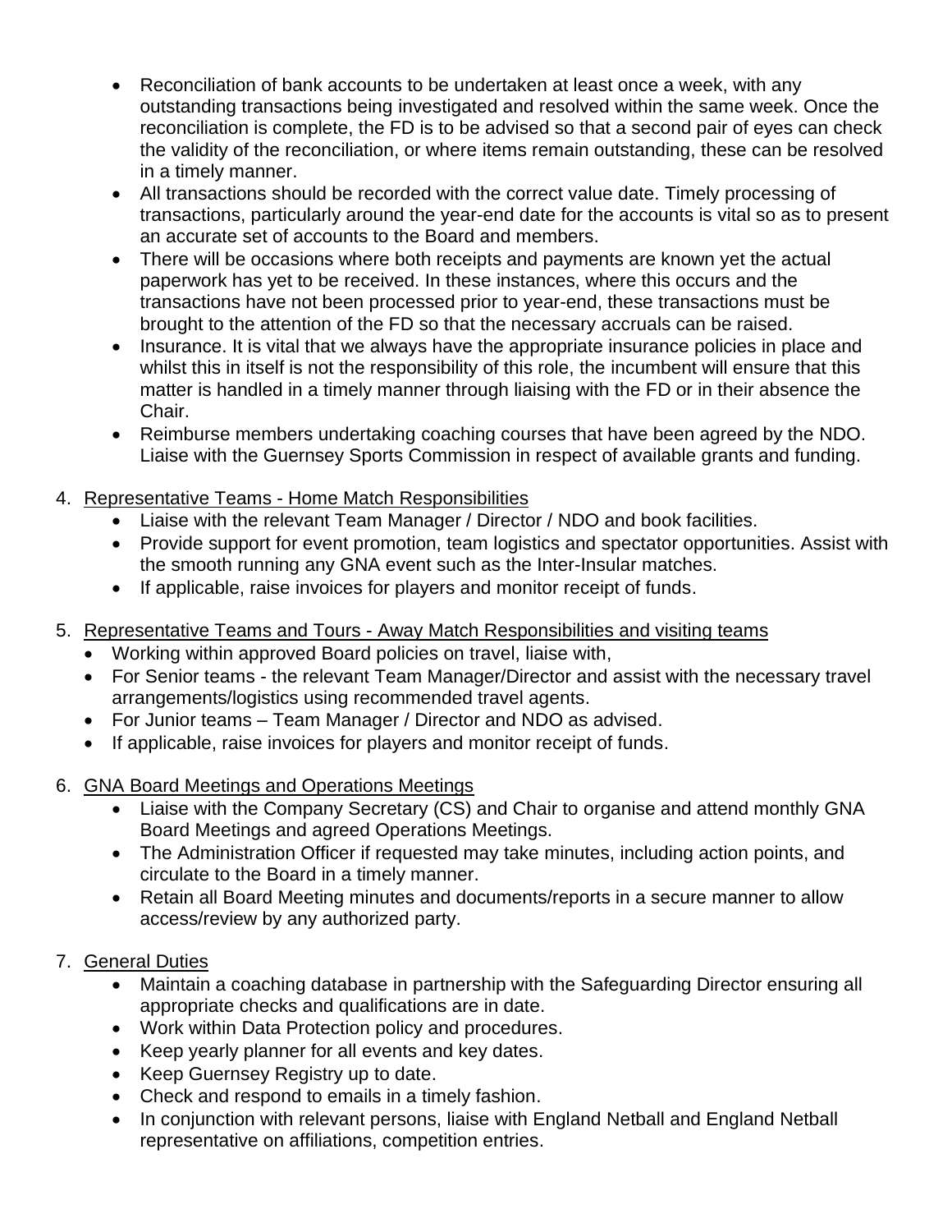- Reconciliation of bank accounts to be undertaken at least once a week, with any outstanding transactions being investigated and resolved within the same week. Once the reconciliation is complete, the FD is to be advised so that a second pair of eyes can check the validity of the reconciliation, or where items remain outstanding, these can be resolved in a timely manner.
- All transactions should be recorded with the correct value date. Timely processing of transactions, particularly around the year-end date for the accounts is vital so as to present an accurate set of accounts to the Board and members.
- There will be occasions where both receipts and payments are known yet the actual paperwork has yet to be received. In these instances, where this occurs and the transactions have not been processed prior to year-end, these transactions must be brought to the attention of the FD so that the necessary accruals can be raised.
- Insurance. It is vital that we always have the appropriate insurance policies in place and whilst this in itself is not the responsibility of this role, the incumbent will ensure that this matter is handled in a timely manner through liaising with the FD or in their absence the Chair.
- Reimburse members undertaking coaching courses that have been agreed by the NDO. Liaise with the Guernsey Sports Commission in respect of available grants and funding.

4. <u>Representative Teams - Home Match Responsibilities</u>
   - Liaise with the relevant Team Manager / Director / NDO and book facilities.
   - Provide support for event promotion, team logistics and spectator opportunities. Assist with the smooth running any GNA event such as the Inter-Insular matches.
   - If applicable, raise invoices for players and monitor receipt of funds.

5. <u>Representative Teams and Tours - Away Match Responsibilities and visiting teams</u>
   - Working within approved Board policies on travel, liaise with,
   - For Senior teams - the relevant Team Manager/Director and assist with the necessary travel arrangements/logistics using recommended travel agents.
   - For Junior teams – Team Manager / Director and NDO as advised.
   - If applicable, raise invoices for players and monitor receipt of funds.

6. <u>GNA Board Meetings and Operations Meetings</u>
   - Liaise with the Company Secretary (CS) and Chair to organise and attend monthly GNA Board Meetings and agreed Operations Meetings.
   - The Administration Officer if requested may take minutes, including action points, and circulate to the Board in a timely manner.
   - Retain all Board Meeting minutes and documents/reports in a secure manner to allow access/review by any authorized party.

7. <u>General Duties</u>
   - Maintain a coaching database in partnership with the Safeguarding Director ensuring all appropriate checks and qualifications are in date.
   - Work within Data Protection policy and procedures.
   - Keep yearly planner for all events and key dates.
   - Keep Guernsey Registry up to date.
   - Check and respond to emails in a timely fashion.
   - In conjunction with relevant persons, liaise with England Netball and England Netball representative on affiliations, competition entries.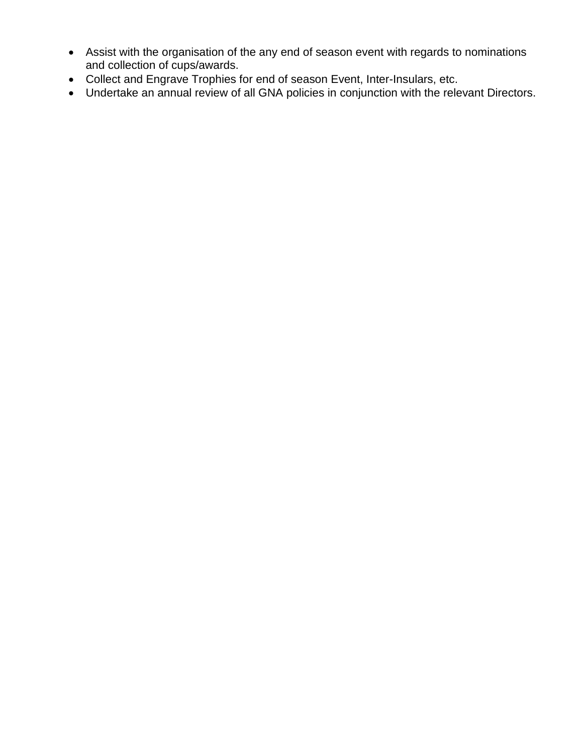- Assist with the organisation of the any end of season event with regards to nominations and collection of cups/awards.
- Collect and Engrave Trophies for end of season Event, Inter-Insulars, etc.
- Undertake an annual review of all GNA policies in conjunction with the relevant Directors.